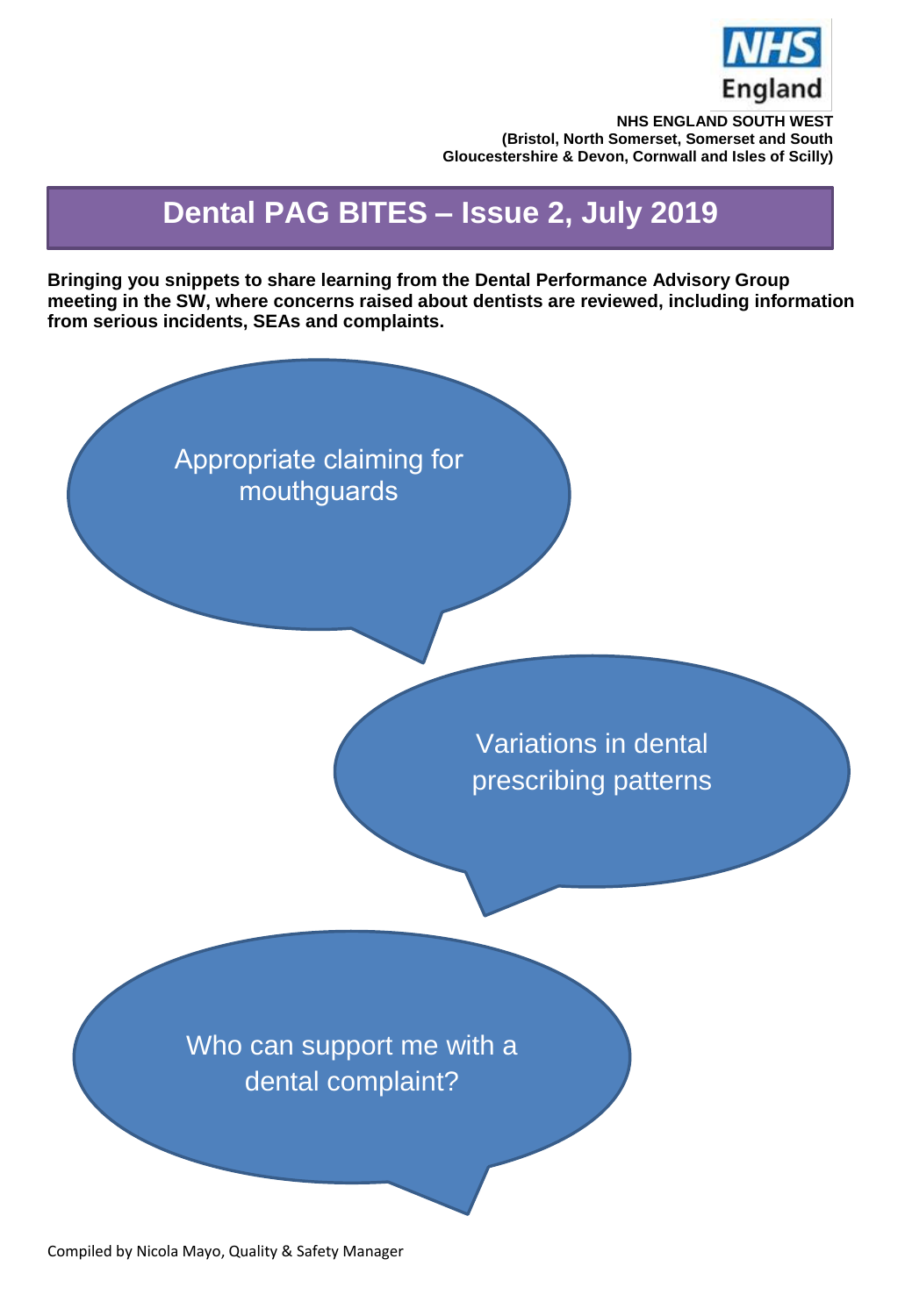**NHS ENGLAND SOUTH WEST**
**(Bristol, North Somerset, Somerset and South Gloucestershire & Devon, Cornwall and Isles of Scilly)**

# Dental PAG BITES – Issue 2, July 2019

**Bringing you snippets to share learning from the Dental Performance Advisory Group meeting in the SW, where concerns raised about dentists are reviewed, including information from serious incidents, SEAs and complaints.**

Appropriate claiming for mouthguards

Variations in dental prescribing patterns

Who can support me with a dental complaint?

Compiled by Nicola Mayo, Quality & Safety Manager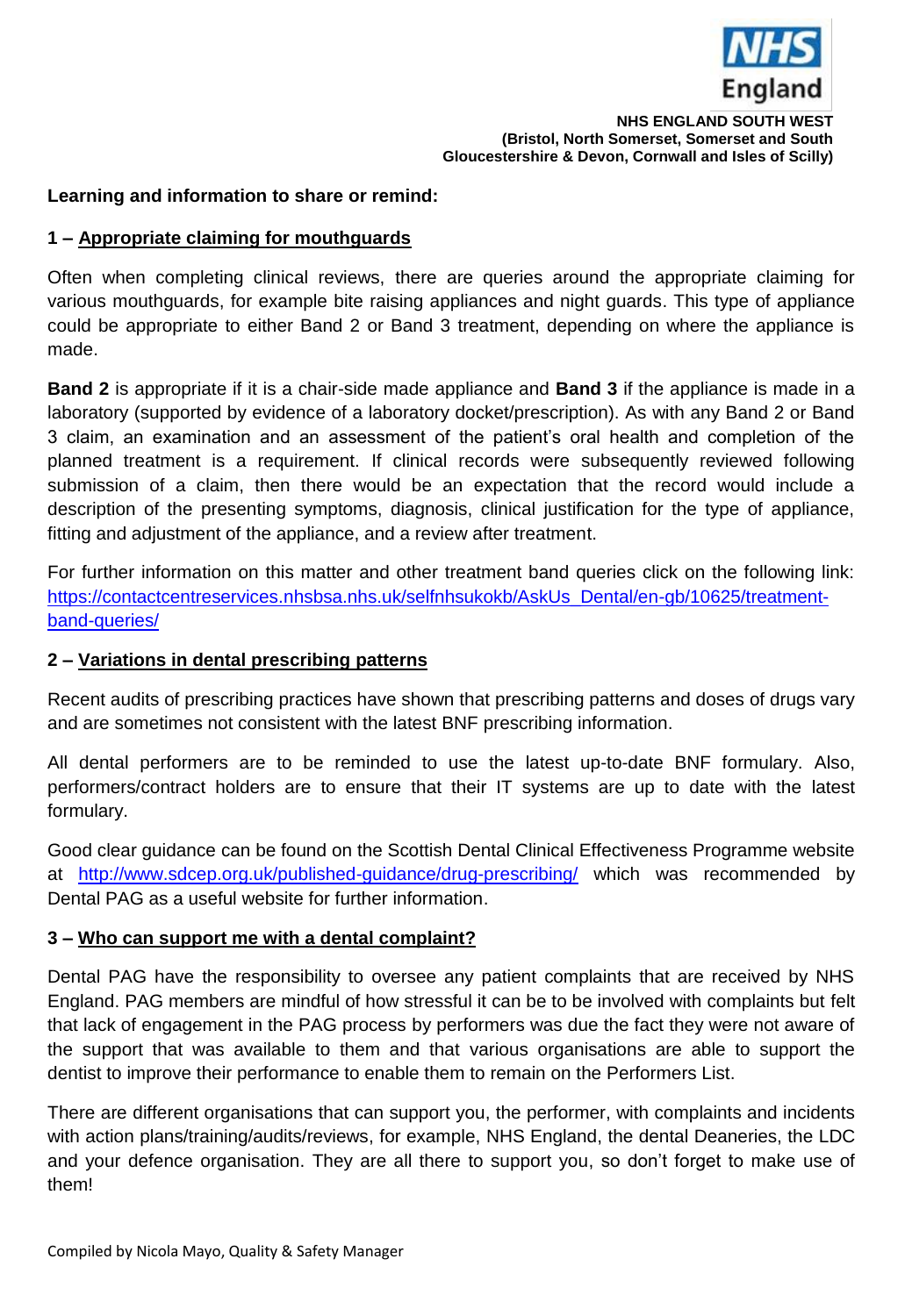**NHS ENGLAND SOUTH WEST**
**(Bristol, North Somerset, Somerset and South Gloucestershire & Devon, Cornwall and Isles of Scilly)**

**Learning and information to share or remind:**

## 1 – Appropriate claiming for mouthguards

Often when completing clinical reviews, there are queries around the appropriate claiming for various mouthguards, for example bite raising appliances and night guards. This type of appliance could be appropriate to either Band 2 or Band 3 treatment, depending on where the appliance is made.

**Band 2** is appropriate if it is a chair-side made appliance and **Band 3** if the appliance is made in a laboratory (supported by evidence of a laboratory docket/prescription). As with any Band 2 or Band 3 claim, an examination and an assessment of the patient's oral health and completion of the planned treatment is a requirement. If clinical records were subsequently reviewed following submission of a claim, then there would be an expectation that the record would include a description of the presenting symptoms, diagnosis, clinical justification for the type of appliance, fitting and adjustment of the appliance, and a review after treatment.

For further information on this matter and other treatment band queries click on the following link: https://contactcentreservices.nhsbsa.nhs.uk/selfnhsukokb/AskUs_Dental/en-gb/10625/treatment-band-queries/

## 2 – Variations in dental prescribing patterns

Recent audits of prescribing practices have shown that prescribing patterns and doses of drugs vary and are sometimes not consistent with the latest BNF prescribing information.

All dental performers are to be reminded to use the latest up-to-date BNF formulary. Also, performers/contract holders are to ensure that their IT systems are up to date with the latest formulary.

Good clear guidance can be found on the Scottish Dental Clinical Effectiveness Programme website at http://www.sdcep.org.uk/published-guidance/drug-prescribing/ which was recommended by Dental PAG as a useful website for further information.

## 3 – Who can support me with a dental complaint?

Dental PAG have the responsibility to oversee any patient complaints that are received by NHS England. PAG members are mindful of how stressful it can be to be involved with complaints but felt that lack of engagement in the PAG process by performers was due the fact they were not aware of the support that was available to them and that various organisations are able to support the dentist to improve their performance to enable them to remain on the Performers List.

There are different organisations that can support you, the performer, with complaints and incidents with action plans/training/audits/reviews, for example, NHS England, the dental Deaneries, the LDC and your defence organisation. They are all there to support you, so don't forget to make use of them!

Compiled by Nicola Mayo, Quality & Safety Manager